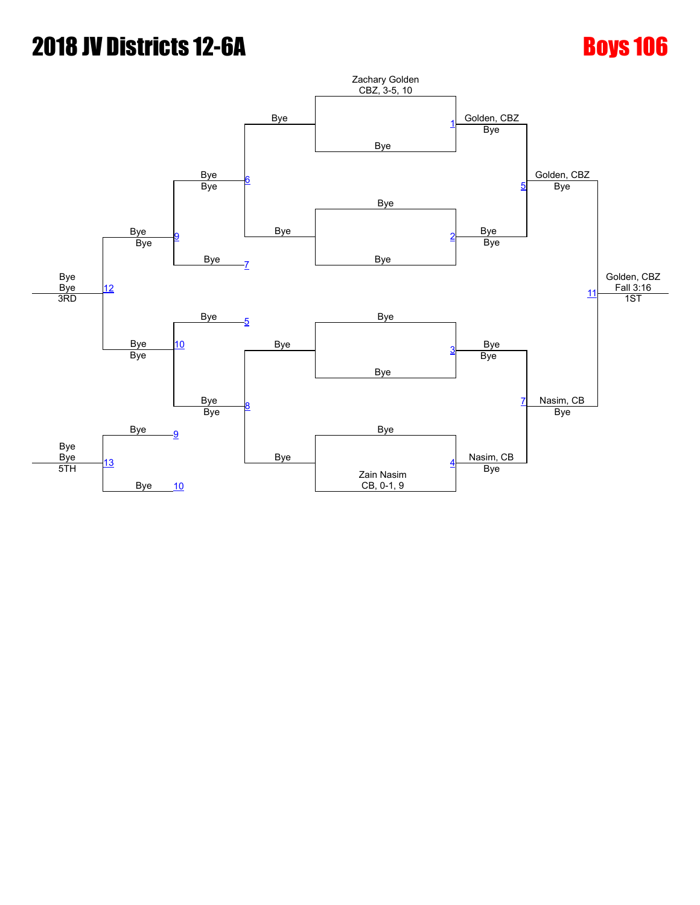# 2018 JV Districts 12-6A

## Boys 106

**Championship Bracket**

| Match | Wrestler 1 | Wrestler 2 | Winner | Result |
|---|---|---|---|---|
| 1 | Zachary Golden, CBZ, 3-5, 10 | Bye | Golden, CBZ | Bye |
| 2 | Bye | Bye | Bye | Bye |
| 3 | Bye | Bye | Bye | Bye |
| 4 | Bye | Zain Nasim, CB, 0-1, 9 | Nasim, CB | Bye |
| 5 | Golden, CBZ | Bye | Golden, CBZ | Bye |
| 7 | Bye | Nasim, CB | Nasim, CB | Bye |
| 11 | Golden, CBZ | Nasim, CB | Golden, CBZ | Fall 3:16 |

**1ST:** Golden, CBZ — Fall 3:16

**Consolation Bracket**

| Match | Wrestler 1 | Wrestler 2 | Winner | Result |
|---|---|---|---|---|
| 6 | Bye | Bye | Bye | Bye |
| 8 | Bye | Bye | Bye | Bye |
| 9 | Bye (6) | Bye (7) | Bye | Bye |
| 10 | Bye (5) | Bye (8) | Bye | Bye |
| 12 | Bye (9) | Bye (10) | Bye | Bye |
| 13 | Bye (L9) | Bye (L10) | Bye | Bye |

**3RD:** Bye — Bye

**5TH:** Bye — Bye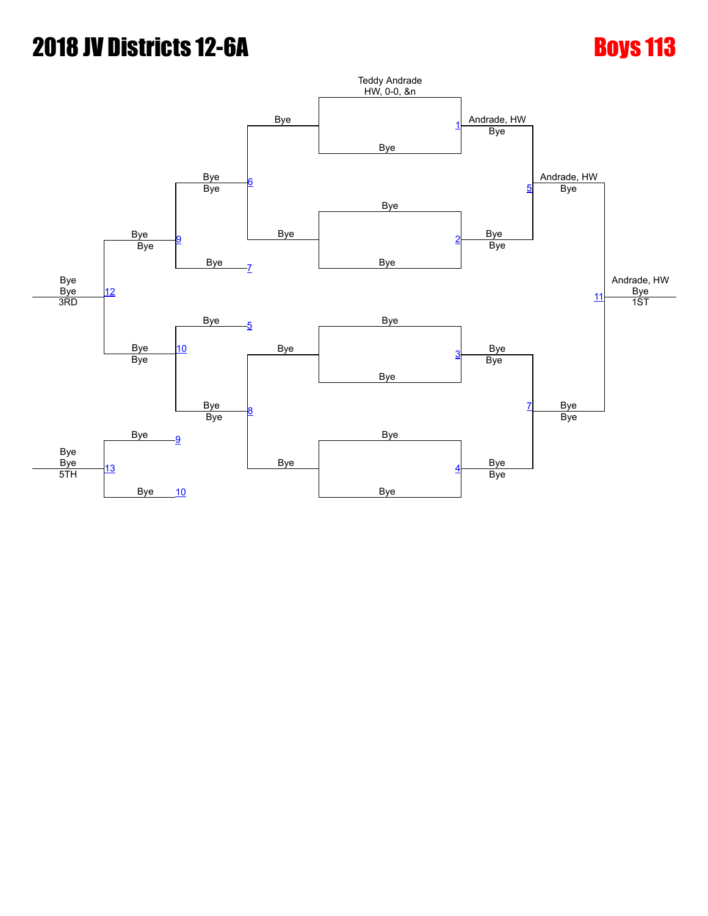# 2018 JV Districts 12-6A

## Boys 113

### Championship Bracket

| Match | Wrestler 1 | Wrestler 2 | Winner |
|---|---|---|---|
| 1 | Teddy Andrade (HW, 0-0, &n) | Bye | Andrade, HW |
| 2 | Bye | Bye | Bye |
| 3 | Bye | Bye | Bye |
| 4 | Bye | Bye | Bye |
| 5 | Andrade, HW | Bye | Andrade, HW |
| 7 | Bye | Bye | Bye |
| 11 | Andrade, HW | Bye | Andrade, HW (1ST) |

### Consolation Bracket

| Match | Wrestler 1 | Wrestler 2 | Winner |
|---|---|---|---|
| 5 | Bye | | |
| 6 | Bye | Bye | Bye |
| 7 | Bye | | |
| 8 | Bye | Bye | Bye |
| 9 | Bye | Bye | Bye |
| 10 | Bye | Bye | Bye |
| 12 | Bye | Bye | Bye (3RD) |
| 13 | Bye | Bye | Bye (5TH) |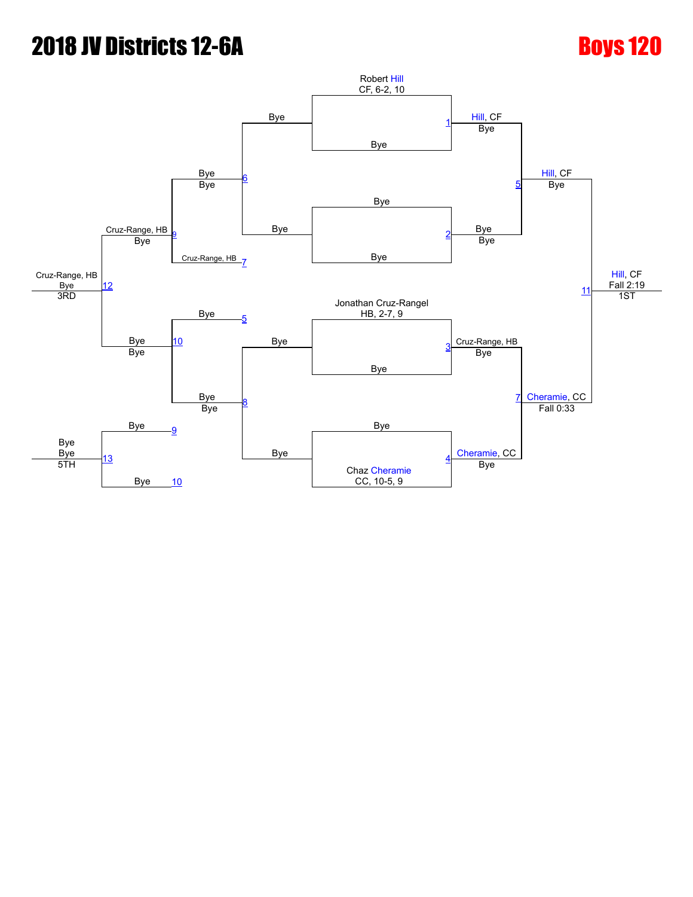# 2018 JV Districts 12-6A

# Boys 120

## Championship Bracket

**Bout 1:** Robert Hill (CF, 6-2, 10) vs. Bye → Hill, CF — Bye

**Bout 2:** Bye vs. Bye → Bye — Bye

**Bout 3:** Jonathan Cruz-Rangel (HB, 2-7, 9) vs. Bye → Cruz-Range, HB — Bye

**Bout 4:** Bye vs. Chaz Cheramie (CC, 10-5, 9) → Cheramie, CC — Bye

**Bout 5:** Hill, CF vs. Bye → Hill, CF — Bye

**Bout 7:** Cruz-Range, HB vs. Cheramie, CC → Cheramie, CC — Fall 0:33

**Bout 11:** Hill, CF vs. Cheramie, CC → Hill, CF — Fall 2:19 — 1ST

## Consolation Bracket

**Bout 6:** Bye vs. Bye → Bye — Bye

**Bout 7 (loser):** Cruz-Range, HB

**Bout 9:** Bye vs. Cruz-Range, HB → Cruz-Range, HB — Bye

**Bout 5 (loser):** Bye

**Bout 8:** Bye vs. Bye → Bye — Bye

**Bout 10:** Bye vs. Bye → Bye — Bye

**Bout 12:** Cruz-Range, HB vs. Bye → Cruz-Range, HB — Bye — 3RD

**Bout 13:** Bye (loser of 9) vs. Bye (loser of 10) → Bye — Bye — 5TH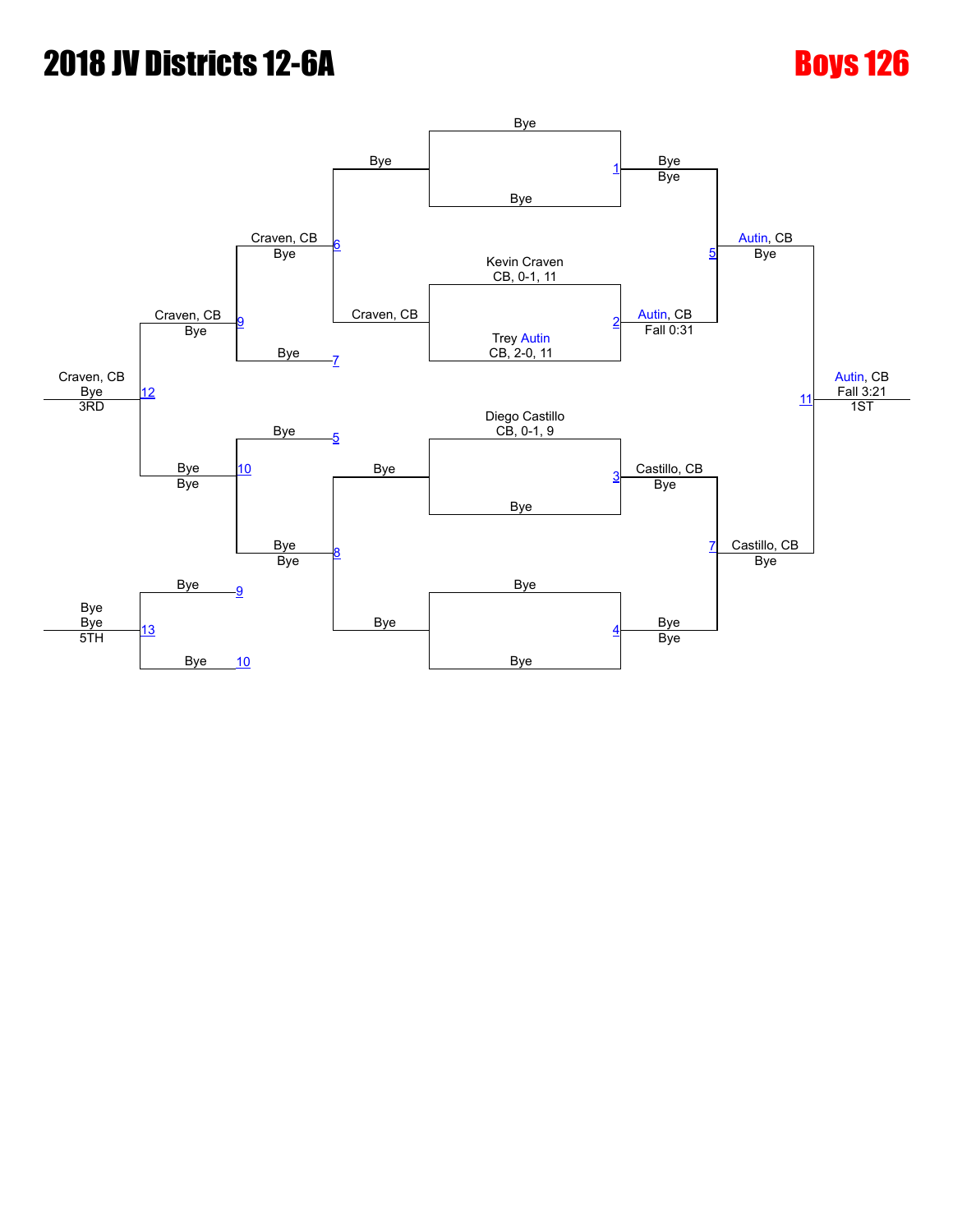# 2018 JV Districts 12-6A

## Boys 126

### Championship Bracket

| Match | Wrestler 1 | Wrestler 2 | Winner | Result |
|---|---|---|---|---|
| 1 | Bye | Bye | Bye | Bye |
| 2 | Kevin Craven, CB, 0-1, 11 | Trey Autin, CB, 2-0, 11 | Autin, CB | Fall 0:31 |
| 3 | Diego Castillo, CB, 0-1, 9 | Bye | Castillo, CB | Bye |
| 4 | Bye | Bye | Bye | Bye |
| 5 | Bye | Autin, CB | Autin, CB | Bye |
| 7 | Castillo, CB | Bye | Castillo, CB | Bye |
| 11 | Autin, CB | Castillo, CB | Autin, CB (1ST) | Fall 3:21 |

### Consolation Bracket

| Match | Wrestler 1 | Wrestler 2 | Winner | Result |
|---|---|---|---|---|
| 6 | Bye | Craven, CB | Craven, CB | Bye |
| 8 | Bye | Bye | Bye | Bye |
| 9 | Craven, CB | Bye (L7) | Craven, CB | Bye |
| 10 | Bye (L5) | Bye | Bye | Bye |
| 12 | Craven, CB | Bye | Craven, CB (3RD) | Bye |
| 13 | Bye (L9) | Bye (L10) | Bye (5TH) | Bye |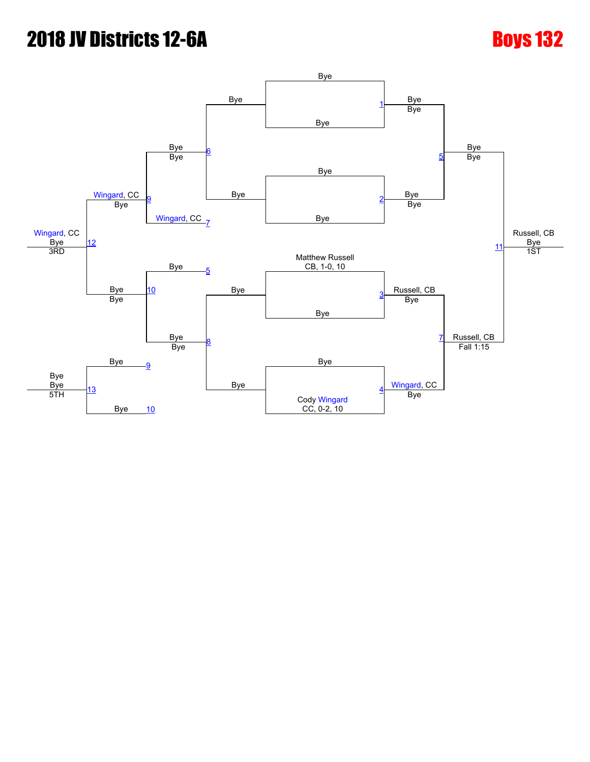# 2018 JV Districts 12-6A

## Boys 132

### Championship Bracket

**Match 1**
- Bye
- Bye
- Result: Bye / Bye

**Match 2**
- Bye
- Bye
- Result: Bye / Bye

**Match 3**
- Matthew Russell CB, 1-0, 10
- Bye
- Result: Russell, CB / Bye

**Match 4**
- Bye
- Cody Wingard CC, 0-2, 10
- Result: Wingard, CC / Bye

**Match 5**
- Bye / Bye
- Bye / Bye
- Result: Bye / Bye

**Match 7**
- Russell, CB / Bye
- Wingard, CC / Bye
- Result: Russell, CB / Fall 1:15

**Match 11**
- Bye / Bye
- Russell, CB / Fall 1:15
- Result: Russell, CB / Bye — 1ST

### Consolation Bracket

**Match 6**
- Bye
- Bye
- Result: Bye / Bye

**Match 8**
- Bye
- Bye
- Result: Bye / Bye

**Match 9**
- Bye / Bye
- Wingard, CC (loser of 7)
- Result: Wingard, CC / Bye

**Match 10**
- Bye (loser of 5)
- Bye / Bye
- Result: Bye / Bye

**Match 12**
- Wingard, CC / Bye
- Bye / Bye
- Result: Wingard, CC / Bye — 3RD

**Match 13**
- Bye (loser of 9)
- Bye (loser of 10)
- Result: Bye / Bye — 5TH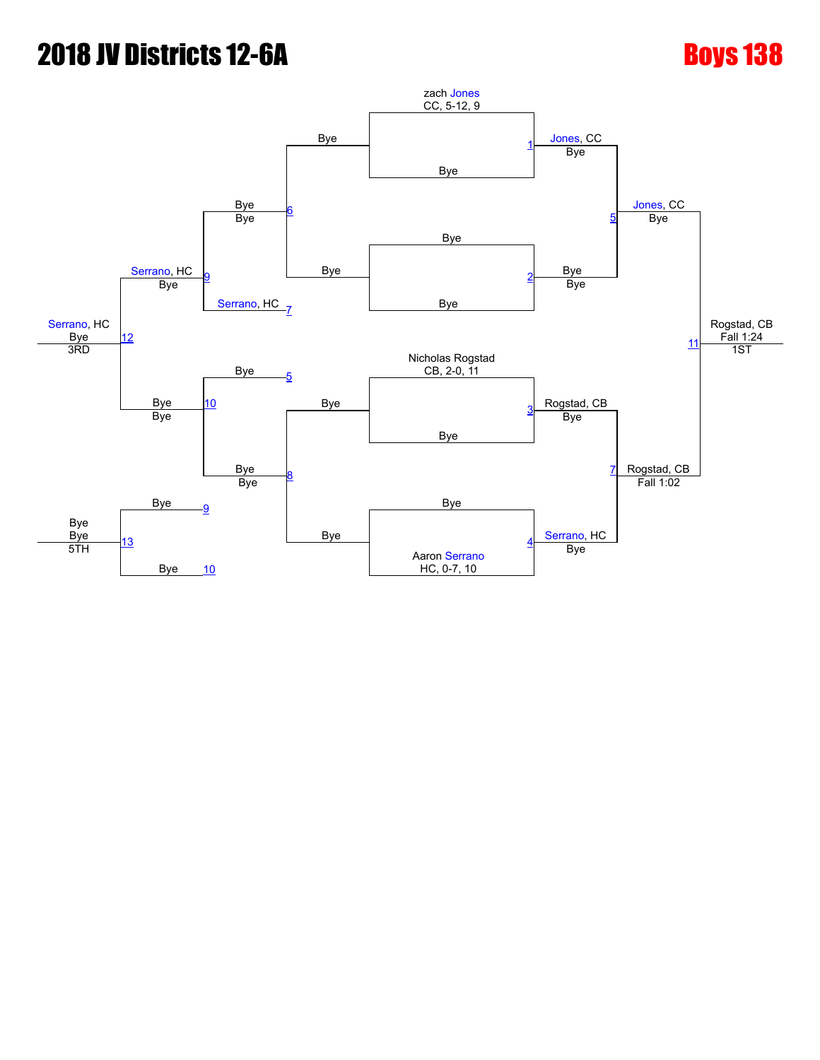# 2018 JV Districts 12-6A

## Boys 138

### Championship Bracket

**Match 1**
- zach Jones, CC, 5-12, 9
- Bye
- Winner: Jones, CC — Bye

**Match 2**
- Bye
- Bye
- Winner: Bye — Bye

**Match 3**
- Nicholas Rogstad, CB, 2-0, 11
- Bye
- Winner: Rogstad, CB — Bye

**Match 4**
- Bye
- Aaron Serrano, HC, 0-7, 10
- Winner: Serrano, HC — Bye

**Match 5**
- Jones, CC
- Bye
- Winner: Jones, CC — Bye

**Match 7**
- Rogstad, CB
- Serrano, HC
- Winner: Rogstad, CB — Fall 1:02

**Match 11 (Final)**
- Jones, CC
- Rogstad, CB
- Winner: Rogstad, CB — Fall 1:24 — 1ST

### Consolation Bracket

**Match 6**
- Bye
- Bye
- Winner: Bye — Bye

**Match 7 (consolation)**
- Serrano, HC

**Match 9**
- Bye
- Serrano, HC
- Winner: Serrano, HC — Bye

**Match 8**
- Bye
- Bye
- Winner: Bye — Bye

**Match 10**
- Bye (5)
- Bye
- Winner: Bye — Bye

**Match 12**
- Serrano, HC
- Bye
- Winner: Serrano, HC — Bye — 3RD

**Match 13**
- Bye (9)
- Bye (10)
- Winner: Bye — Bye — 5TH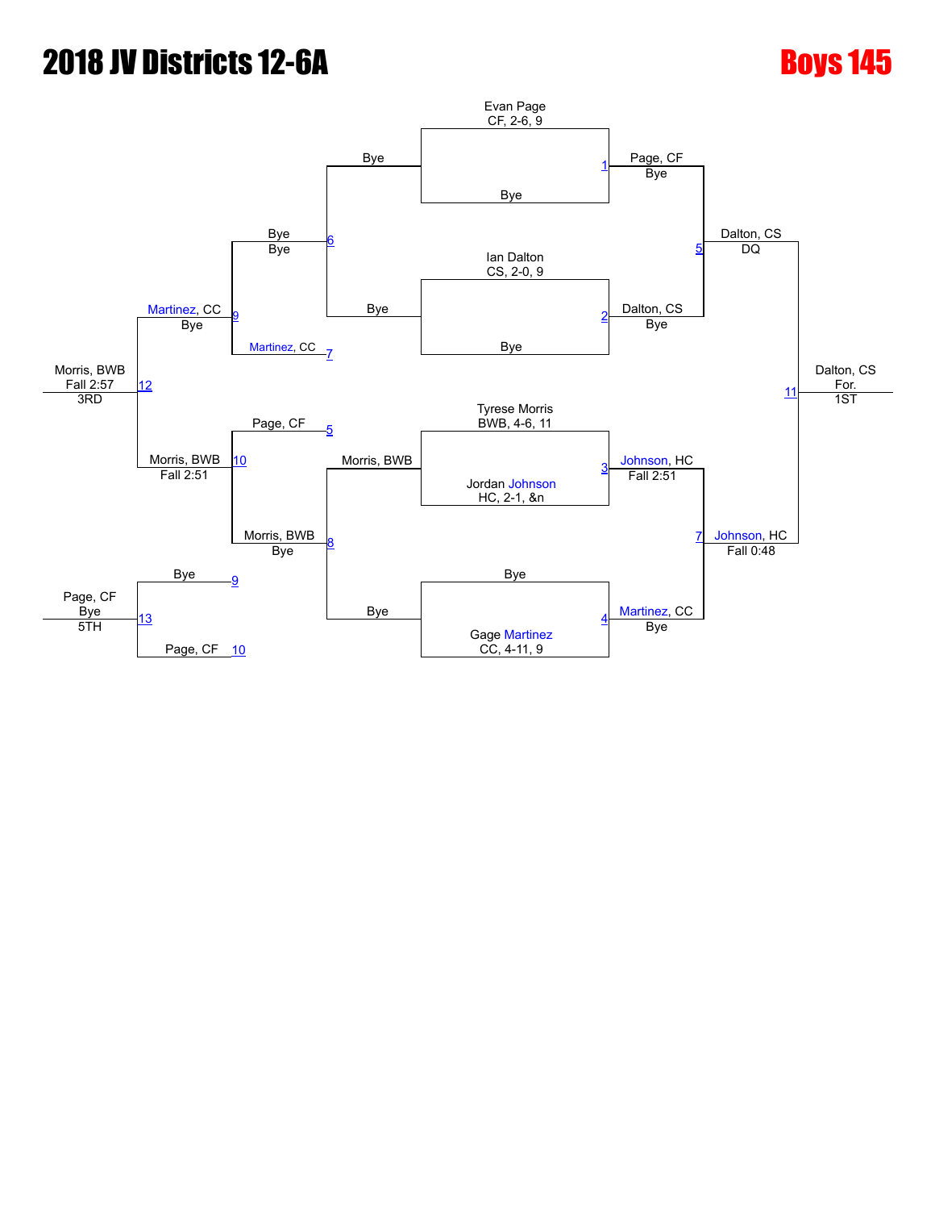# 2018 JV Districts 12-6A

## Boys 145

### Championship Bracket

**Seeds / Entrants**
- Evan Page, CF, 2-6, 9 vs Bye
- Ian Dalton, CS, 2-0, 9 vs Bye
- Tyrese Morris, BWB, 4-6, 11 vs Jordan Johnson, HC, 2-1, &n
- Bye vs Gage Martinez, CC, 4-11, 9

**Quarterfinals**
- Match 1: Page, CF — Bye
- Match 2: Dalton, CS — Bye
- Match 3: Johnson, HC — Fall 2:51
- Match 4: Martinez, CC — Bye

**Semifinals**
- Match 5: Dalton, CS — DQ
- Match 7: Johnson, HC — Fall 0:48

**Final**
- Match 11: Dalton, CS — For. — 1ST

### Consolation Bracket

**Consolation Round 1**
- Match 6: Bye vs Bye → Bye, Bye
- Match 8: Morris, BWB vs Bye → Morris, BWB, Bye

**Consolation Round 2**
- Match 9: Bye vs Martinez, CC (loser of 7) → Martinez, CC, Bye
- Match 10: Page, CF (loser of 5) vs Morris, BWB → Morris, BWB, Fall 2:51

**3rd Place**
- Match 12: Morris, BWB — Fall 2:57 — 3RD

**5th Place**
- Match 13: Bye (loser of 9) vs Page, CF (loser of 10) → Page, CF, Bye — 5TH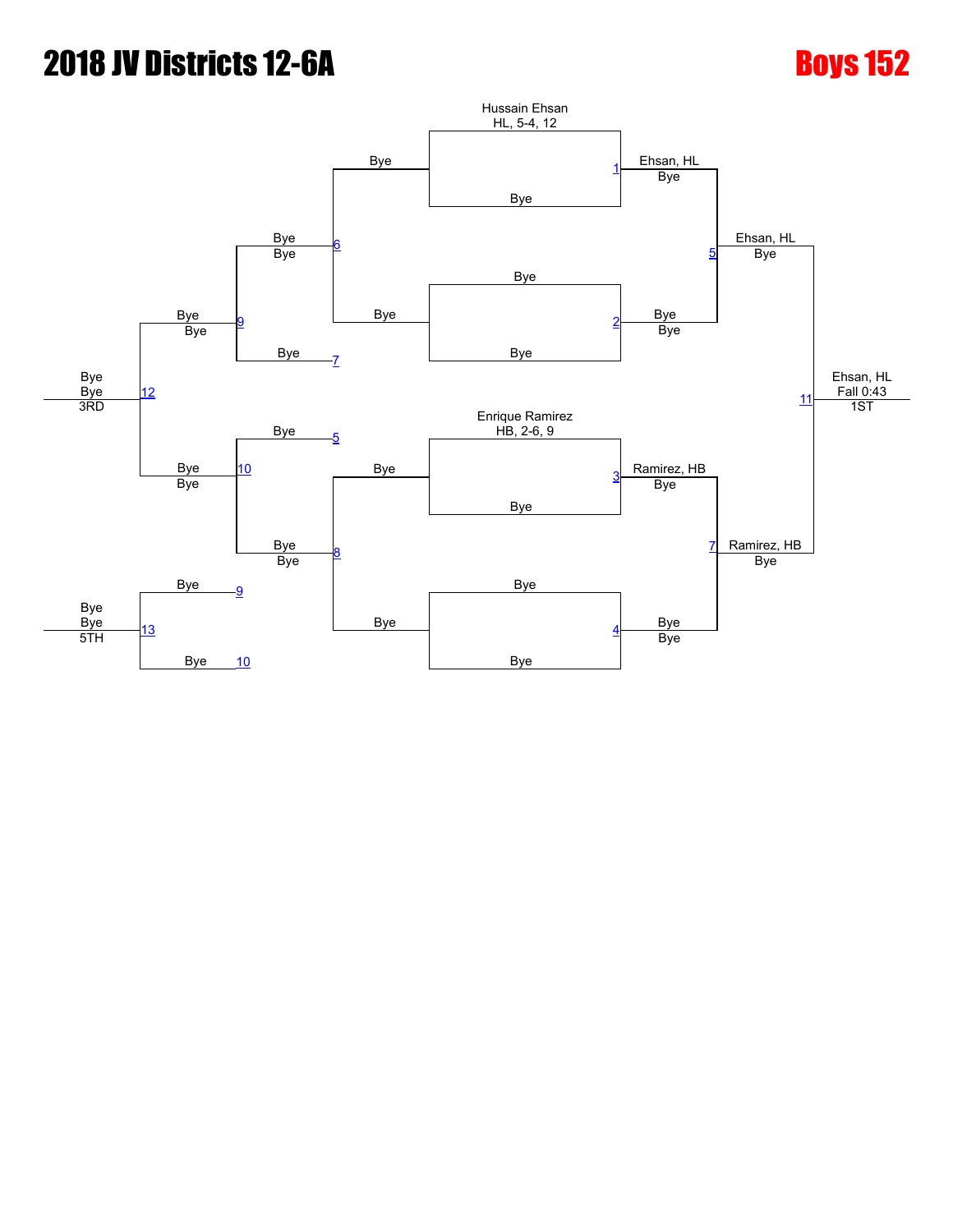# 2018 JV Districts 12-6A

# Boys 152

## Championship Bracket

**Match 1:** Hussain Ehsan (HL, 5-4, 12) vs Bye — Winner: Ehsan, HL (Bye)

**Match 2:** Bye vs Bye — Winner: Bye (Bye)

**Match 3:** Enrique Ramirez (HB, 2-6, 9) vs Bye — Winner: Ramirez, HB (Bye)

**Match 4:** Bye vs Bye — Winner: Bye (Bye)

**Match 5:** Ehsan, HL vs Bye — Winner: Ehsan, HL (Bye)

**Match 7:** Ramirez, HB vs Bye — Winner: Ramirez, HB (Bye)

**Match 11:** Ehsan, HL vs Ramirez, HB — Winner: Ehsan, HL (Fall 0:43) — 1ST

## Consolation Bracket

**Match 5 (loser):** Bye

**Match 6:** Bye vs Bye — Winner: Bye (Bye)

**Match 7 (loser):** Bye

**Match 8:** Bye vs Bye — Winner: Bye (Bye)

**Match 9:** Bye vs Bye — Winner: Bye (Bye)

**Match 10:** Bye vs Bye — Winner: Bye (Bye)

**Match 12:** Bye vs Bye — Winner: Bye (Bye) — 3RD

**Match 9 (loser):** Bye

**Match 10 (loser):** Bye

**Match 13:** Bye vs Bye — Winner: Bye (Bye) — 5TH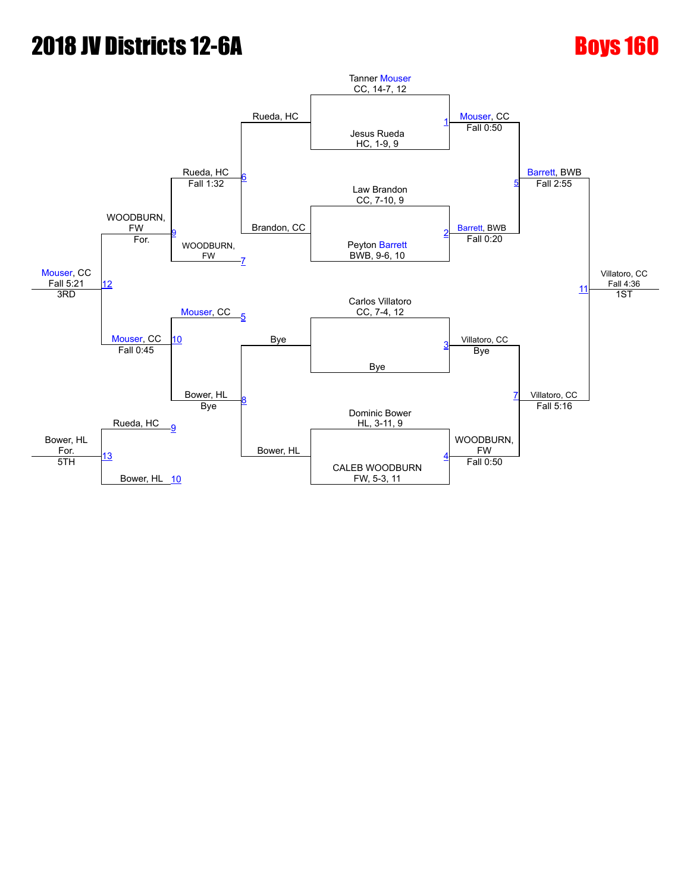# 2018 JV Districts 12-6A

## Boys 160

### Championship Bracket

| Match | Wrestler 1 | Wrestler 2 | Winner | Result |
|---|---|---|---|---|
| 1 | Tanner Mouser, CC, 14-7, 12 | Jesus Rueda, HC, 1-9, 9 | Mouser, CC | Fall 0:50 |
| 2 | Law Brandon, CC, 7-10, 9 | Peyton Barrett, BWB, 9-6, 10 | Barrett, BWB | Fall 0:20 |
| 3 | Carlos Villatoro, CC, 7-4, 12 | Bye | Villatoro, CC | Bye |
| 4 | Dominic Bower, HL, 3-11, 9 | CALEB WOODBURN, FW, 5-3, 11 | WOODBURN, FW | Fall 0:50 |
| 5 | Mouser, CC | Barrett, BWB | Barrett, BWB | Fall 2:55 |
| 7 | Villatoro, CC | WOODBURN, FW | Villatoro, CC | Fall 5:16 |
| 11 | Barrett, BWB | Villatoro, CC | Villatoro, CC | Fall 4:36 — 1ST |

### Consolation Bracket

| Match | Wrestler 1 | Wrestler 2 | Winner | Result |
|---|---|---|---|---|
| 6 | Rueda, HC | Brandon, CC | Rueda, HC | Fall 1:32 |
| 8 | Bye | Bower, HL | Bower, HL | Bye |
| 9 | Rueda, HC | WOODBURN, FW (loser of 7) | WOODBURN, FW | For. |
| 10 | Mouser, CC (loser of 5) | Bower, HL | Mouser, CC | Fall 0:45 |
| 12 | WOODBURN, FW | Mouser, CC | Mouser, CC | Fall 5:21 — 3RD |
| 13 | Rueda, HC (loser of 9) | Bower, HL (loser of 10) | Bower, HL | For. — 5TH |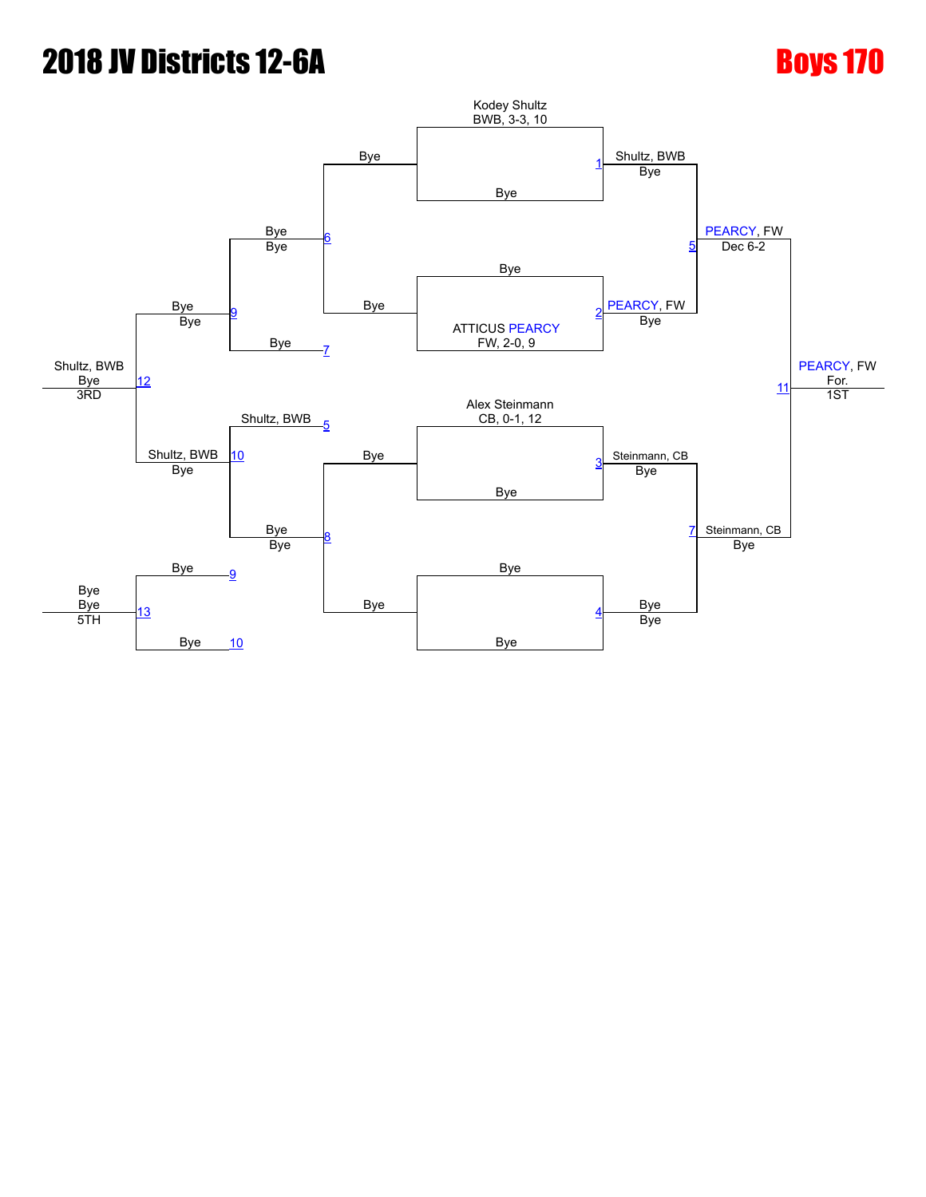# 2018 JV Districts 12-6A

## Boys 170

**Championship Bracket**

| Match | Wrestler 1 | Wrestler 2 | Winner | Result |
|---|---|---|---|---|
| 1 | Kodey Shultz, BWB, 3-3, 10 | Bye | Shultz, BWB | Bye |
| 2 | Bye | ATTICUS PEARCY, FW, 2-0, 9 | PEARCY, FW | Bye |
| 3 | Alex Steinmann, CB, 0-1, 12 | Bye | Steinmann, CB | Bye |
| 4 | Bye | Bye | Bye | Bye |
| 5 | Shultz, BWB | PEARCY, FW | PEARCY, FW | Dec 6-2 |
| 7 | Steinmann, CB | Bye | Steinmann, CB | Bye |
| 11 | PEARCY, FW | Steinmann, CB | PEARCY, FW | For. |

1ST: PEARCY, FW

**Consolation Bracket**

| Match | Wrestler 1 | Wrestler 2 | Winner | Result |
|---|---|---|---|---|
| 6 | Bye | Bye | Bye | Bye |
| 8 | Bye | Bye | Bye | Bye |
| 9 | Bye | Bye | Bye | Bye |
| 10 | Shultz, BWB | Bye | Shultz, BWB | Bye |
| 12 | Bye | Shultz, BWB | Shultz, BWB | Bye |
| 13 | Bye | Bye | Bye | Bye |

3RD: Shultz, BWB

5TH: Bye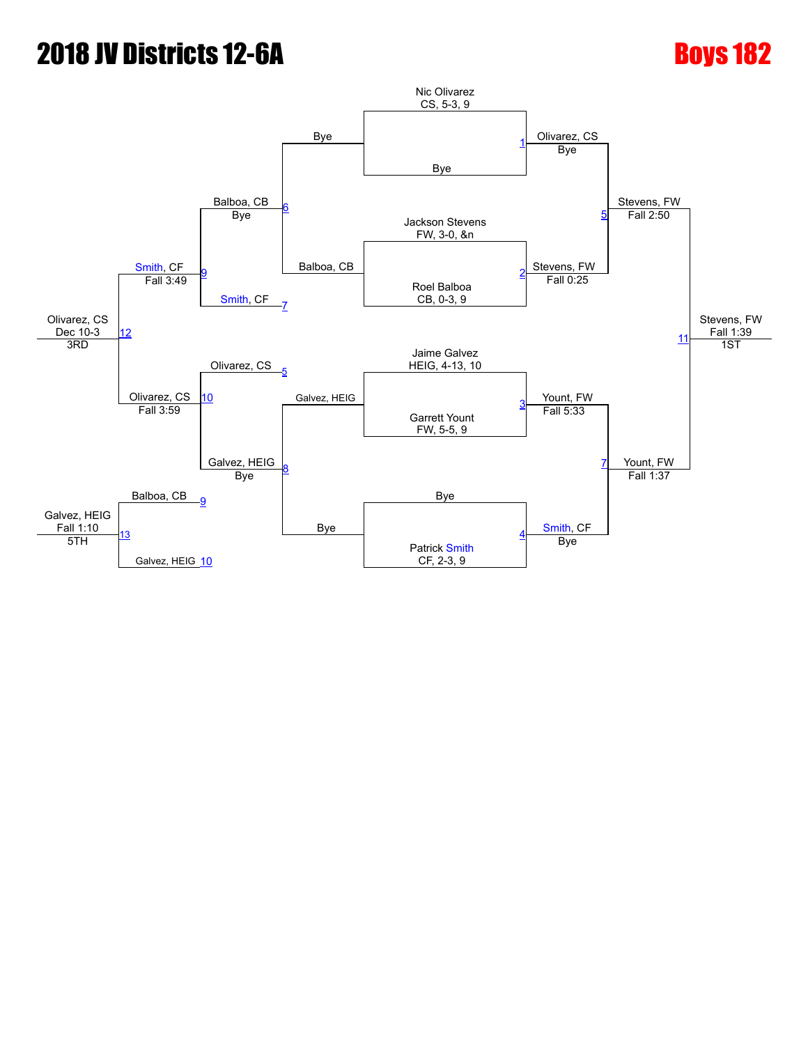# 2018 JV Districts 12-6A

# Boys 182

## Championship Bracket

**Seeds / Entrants**

- Nic Olivarez, CS, 5-3, 9 vs Bye — Match 1: Olivarez, CS (Bye)
- Jackson Stevens, FW, 3-0, &n vs Roel Balboa, CB, 0-3, 9 — Match 2: Stevens, FW (Fall 0:25)
- Jaime Galvez, HEIG, 4-13, 10 vs Garrett Yount, FW, 5-5, 9 — Match 3: Yount, FW (Fall 5:33)
- Bye vs Patrick Smith, CF, 2-3, 9 — Match 4: Smith, CF (Bye)

**Semifinals**

- Match 5: Olivarez, CS vs Stevens, FW — Stevens, FW (Fall 2:50)
- Match 7: Yount, FW vs Smith, CF — Yount, FW (Fall 1:37)

**Final**

- Match 11: Stevens, FW vs Yount, FW — Stevens, FW (Fall 1:39) — 1ST

## Consolation Bracket

- Match 6: Bye vs Balboa, CB — Balboa, CB (Bye)
- Match 8: Galvez, HEIG vs Bye — Galvez, HEIG (Bye)
- Match 9: Balboa, CB vs Smith, CF — Smith, CF (Fall 3:49)
- Match 10: Olivarez, CS vs Galvez, HEIG — Olivarez, CS (Fall 3:59)
- Match 12: Smith, CF vs Olivarez, CS — Olivarez, CS (Dec 10-3) — 3RD
- Match 13: Balboa, CB vs Galvez, HEIG — Galvez, HEIG (Fall 1:10) — 5TH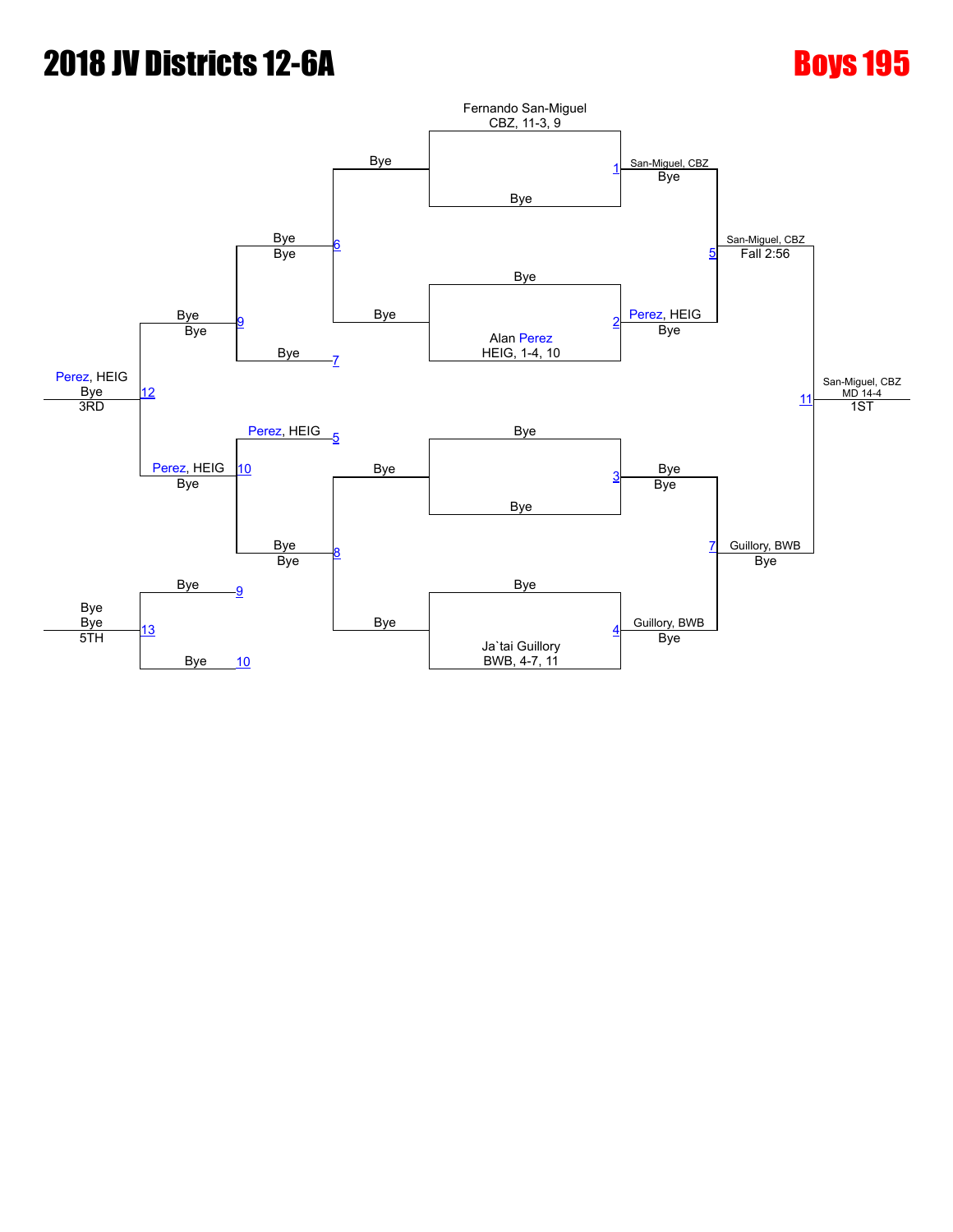# 2018 JV Districts 12-6A

# Boys 195

**Championship Bracket**

| Match | Wrestler 1 | Wrestler 2 | Winner | Result |
|---|---|---|---|---|
| 1 | Fernando San-Miguel, CBZ, 11-3, 9 | Bye | San-Miguel, CBZ | Bye |
| 2 | Bye | Alan Perez, HEIG, 1-4, 10 | Perez, HEIG | Bye |
| 3 | Bye | Bye | Bye | Bye |
| 4 | Bye | Ja`tai Guillory, BWB, 4-7, 11 | Guillory, BWB | Bye |
| 5 | San-Miguel, CBZ | Perez, HEIG | San-Miguel, CBZ | Fall 2:56 |
| 7 | Bye | Guillory, BWB | Guillory, BWB | Bye |
| 11 | San-Miguel, CBZ | Guillory, BWB | San-Miguel, CBZ | MD 14-4 |

**1ST:** San-Miguel, CBZ

**Consolation Bracket**

| Match | Wrestler 1 | Wrestler 2 | Winner | Result |
|---|---|---|---|---|
| 6 | Bye | Bye | Bye | Bye |
| 8 | Bye | Bye | Bye | Bye |
| 9 | Bye | Bye (7) | Bye | Bye |
| 10 | Perez, HEIG (5) | Bye | Perez, HEIG | Bye |
| 12 | Bye | Perez, HEIG | Perez, HEIG | Bye |
| 13 | Bye (9) | Bye (10) | Bye | Bye |

**3RD:** Perez, HEIG

**5TH:** Bye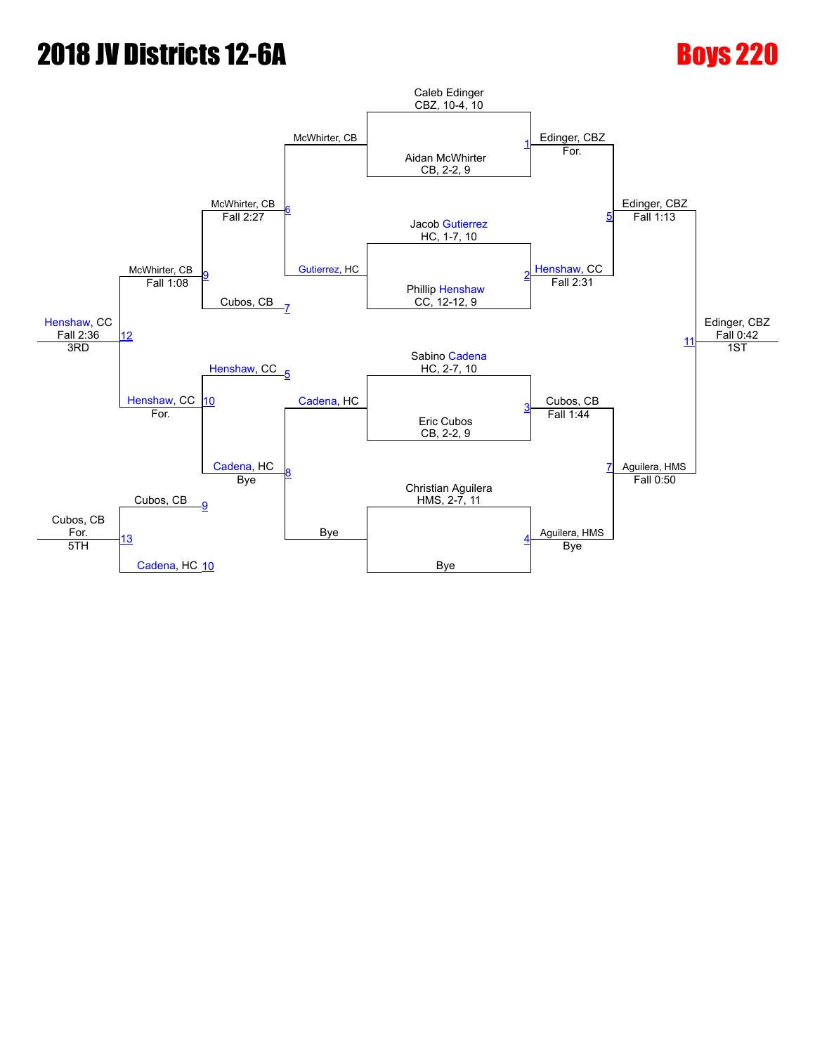# 2018 JV Districts 12-6A

# Boys 220

## Championship Bracket

**Match 1**
- Caleb Edinger, CBZ, 10-4, 10
- Aidan McWhirter, CB, 2-2, 9
- Winner: Edinger, CBZ — For.

**Match 2**
- Jacob Gutierrez, HC, 1-7, 10
- Phillip Henshaw, CC, 12-12, 9
- Winner: Henshaw, CC — Fall 2:31

**Match 3**
- Sabino Cadena, HC, 2-7, 10
- Eric Cubos, CB, 2-2, 9
- Winner: Cubos, CB — Fall 1:44

**Match 4**
- Christian Aguilera, HMS, 2-7, 11
- Bye
- Winner: Aguilera, HMS — Bye

**Match 5**
- Edinger, CBZ vs Henshaw, CC
- Winner: Edinger, CBZ — Fall 1:13

**Match 7**
- Cubos, CB vs Aguilera, HMS
- Winner: Aguilera, HMS — Fall 0:50

**Match 11 (1ST)**
- Edinger, CBZ vs Aguilera, HMS
- Winner: Edinger, CBZ — Fall 0:42 — 1ST

## Consolation Bracket

**Match 6**
- McWhirter, CB vs Gutierrez, HC
- Winner: McWhirter, CB — Fall 2:27

**Match 8**
- Cadena, HC vs Bye
- Winner: Cadena, HC — Bye

**Match 9**
- McWhirter, CB vs Cubos, CB
- Winner: McWhirter, CB — Fall 1:08

**Match 10**
- Henshaw, CC vs Cadena, HC
- Winner: Henshaw, CC — For.

**Match 12 (3RD)**
- McWhirter, CB vs Henshaw, CC
- Winner: Henshaw, CC — Fall 2:36 — 3RD

**Match 13 (5TH)**
- Cubos, CB vs Cadena, HC
- Winner: Cubos, CB — For. — 5TH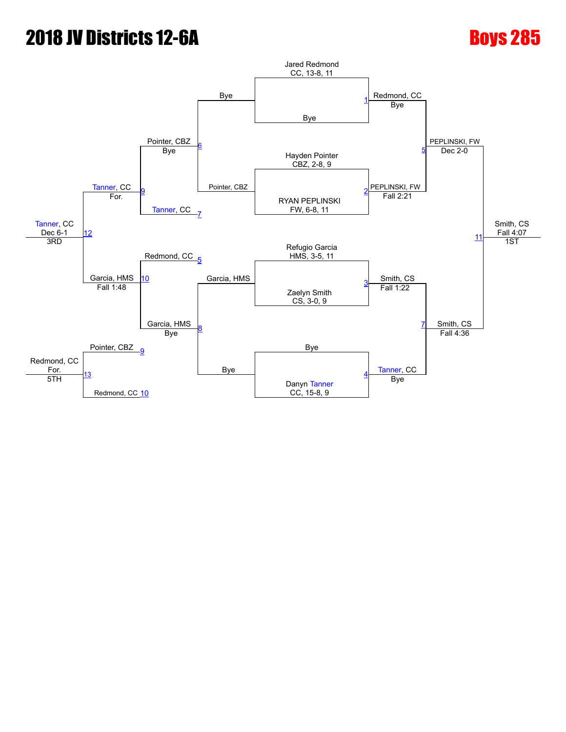# 2018 JV Districts 12-6A

# Boys 285

Jared Redmond
CC, 13-8, 11

Bye

Bye

1 Redmond, CC
Bye

Hayden Pointer
CBZ, 2-8, 9

RYAN PEPLINSKI
FW, 6-8, 11

2 PEPLINSKI, FW
Fall 2:21

5 PEPLINSKI, FW
Dec 2-0

Refugio Garcia
HMS, 3-5, 11

Zaelyn Smith
CS, 3-0, 9

3 Smith, CS
Fall 1:22

Bye

Danyn Tanner
CC, 15-8, 9

4 Tanner, CC
Bye

7 Smith, CS
Fall 4:36

11 Smith, CS
Fall 4:07
1ST

Bye

Pointer, CBZ

6 Pointer, CBZ
Bye

Tanner, CC 7

9 Tanner, CC
For.

Redmond, CC 5

Garcia, HMS

Bye

8 Garcia, HMS
Bye

10 Garcia, HMS
Fall 1:48

12 Tanner, CC
Dec 6-1
3RD

Pointer, CBZ 9

Redmond, CC 10

13 Redmond, CC
For.
5TH